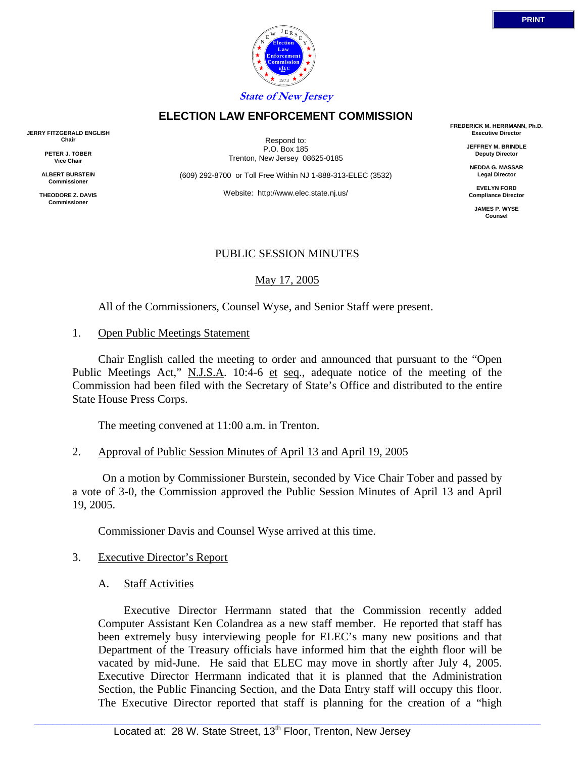State of New Jersey

# ELECTION LAW ENFORCEMENT COMMISSION

**JERRY FITZGERALD ENGLISH**
**Chair**

**PETER J. TOBER**
**Vice Chair**

**ALBERT BURSTEIN**
**Commissioner**

**THEODORE Z. DAVIS**
**Commissioner**

Respond to:
P.O. Box 185
Trenton, New Jersey 08625-0185

(609) 292-8700 or Toll Free Within NJ 1-888-313-ELEC (3532)

Website: http://www.elec.state.nj.us/

**FREDERICK M. HERRMANN, Ph.D.**
**Executive Director**

**JEFFREY M. BRINDLE**
**Deputy Director**

**NEDDA G. MASSAR**
**Legal Director**

**EVELYN FORD**
**Compliance Director**

**JAMES P. WYSE**
**Counsel**

## PUBLIC SESSION MINUTES

May 17, 2005

All of the Commissioners, Counsel Wyse, and Senior Staff were present.

1. Open Public Meetings Statement

Chair English called the meeting to order and announced that pursuant to the "Open Public Meetings Act," N.J.S.A. 10:4-6 et seq., adequate notice of the meeting of the Commission had been filed with the Secretary of State's Office and distributed to the entire State House Press Corps.

The meeting convened at 11:00 a.m. in Trenton.

2. Approval of Public Session Minutes of April 13 and April 19, 2005

On a motion by Commissioner Burstein, seconded by Vice Chair Tober and passed by a vote of 3-0, the Commission approved the Public Session Minutes of April 13 and April 19, 2005.

Commissioner Davis and Counsel Wyse arrived at this time.

3. Executive Director's Report

A. Staff Activities

Executive Director Herrmann stated that the Commission recently added Computer Assistant Ken Colandrea as a new staff member. He reported that staff has been extremely busy interviewing people for ELEC's many new positions and that Department of the Treasury officials have informed him that the eighth floor will be vacated by mid-June. He said that ELEC may move in shortly after July 4, 2005. Executive Director Herrmann indicated that it is planned that the Administration Section, the Public Financing Section, and the Data Entry staff will occupy this floor. The Executive Director reported that staff is planning for the creation of a "high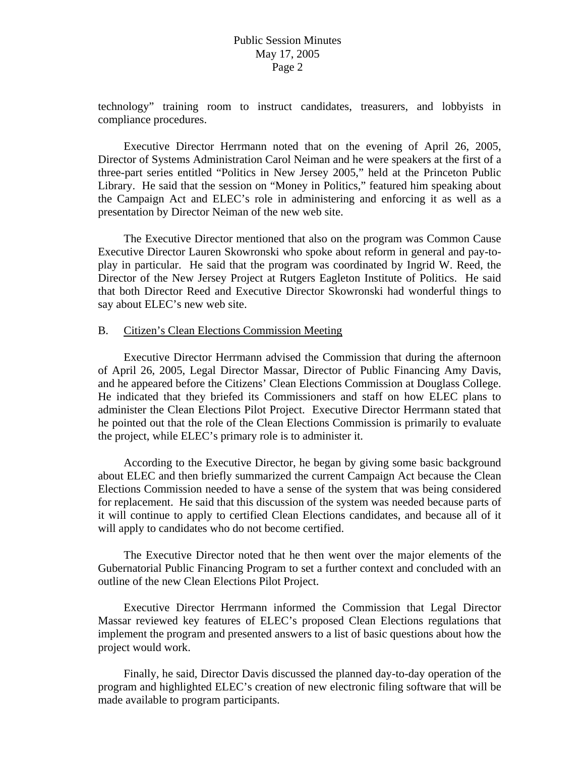technology" training room to instruct candidates, treasurers, and lobbyists in compliance procedures.

Executive Director Herrmann noted that on the evening of April 26, 2005, Director of Systems Administration Carol Neiman and he were speakers at the first of a three-part series entitled "Politics in New Jersey 2005," held at the Princeton Public Library. He said that the session on "Money in Politics," featured him speaking about the Campaign Act and ELEC's role in administering and enforcing it as well as a presentation by Director Neiman of the new web site.

The Executive Director mentioned that also on the program was Common Cause Executive Director Lauren Skowronski who spoke about reform in general and pay-to-play in particular. He said that the program was coordinated by Ingrid W. Reed, the Director of the New Jersey Project at Rutgers Eagleton Institute of Politics. He said that both Director Reed and Executive Director Skowronski had wonderful things to say about ELEC's new web site.

B. <u>Citizen's Clean Elections Commission Meeting</u>

Executive Director Herrmann advised the Commission that during the afternoon of April 26, 2005, Legal Director Massar, Director of Public Financing Amy Davis, and he appeared before the Citizens' Clean Elections Commission at Douglass College. He indicated that they briefed its Commissioners and staff on how ELEC plans to administer the Clean Elections Pilot Project. Executive Director Herrmann stated that he pointed out that the role of the Clean Elections Commission is primarily to evaluate the project, while ELEC's primary role is to administer it.

According to the Executive Director, he began by giving some basic background about ELEC and then briefly summarized the current Campaign Act because the Clean Elections Commission needed to have a sense of the system that was being considered for replacement. He said that this discussion of the system was needed because parts of it will continue to apply to certified Clean Elections candidates, and because all of it will apply to candidates who do not become certified.

The Executive Director noted that he then went over the major elements of the Gubernatorial Public Financing Program to set a further context and concluded with an outline of the new Clean Elections Pilot Project.

Executive Director Herrmann informed the Commission that Legal Director Massar reviewed key features of ELEC's proposed Clean Elections regulations that implement the program and presented answers to a list of basic questions about how the project would work.

Finally, he said, Director Davis discussed the planned day-to-day operation of the program and highlighted ELEC's creation of new electronic filing software that will be made available to program participants.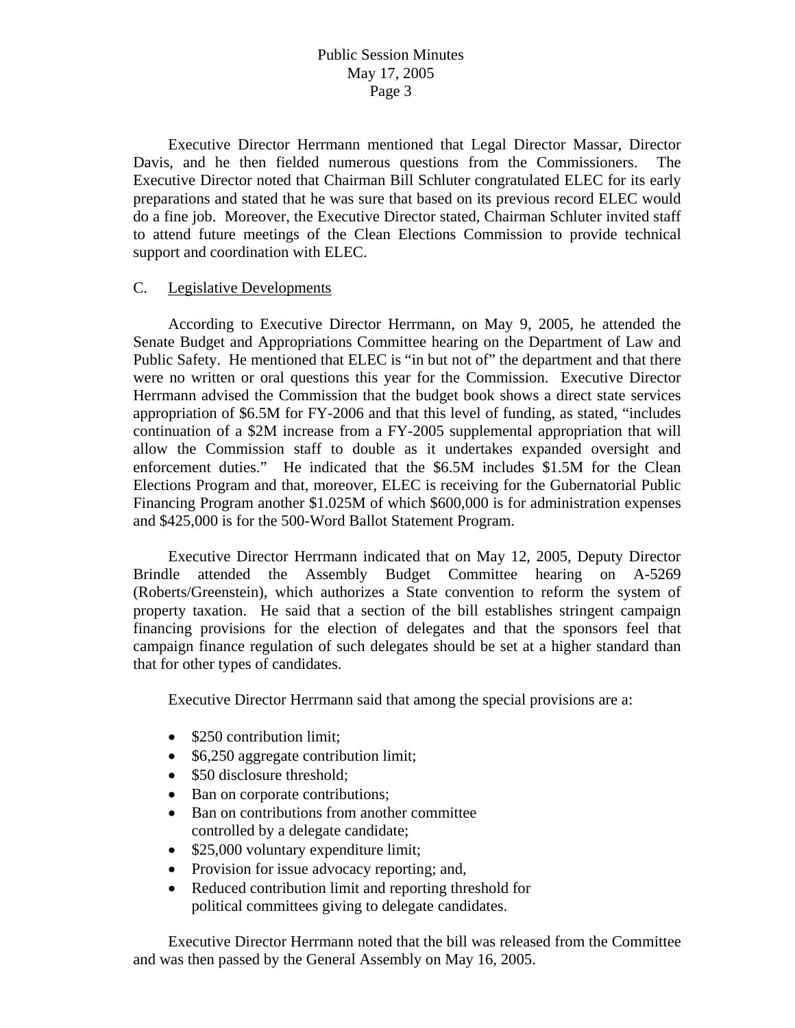Executive Director Herrmann mentioned that Legal Director Massar, Director Davis, and he then fielded numerous questions from the Commissioners. The Executive Director noted that Chairman Bill Schluter congratulated ELEC for its early preparations and stated that he was sure that based on its previous record ELEC would do a fine job. Moreover, the Executive Director stated, Chairman Schluter invited staff to attend future meetings of the Clean Elections Commission to provide technical support and coordination with ELEC.

C. Legislative Developments

According to Executive Director Herrmann, on May 9, 2005, he attended the Senate Budget and Appropriations Committee hearing on the Department of Law and Public Safety. He mentioned that ELEC is "in but not of" the department and that there were no written or oral questions this year for the Commission. Executive Director Herrmann advised the Commission that the budget book shows a direct state services appropriation of \$6.5M for FY-2006 and that this level of funding, as stated, "includes continuation of a \$2M increase from a FY-2005 supplemental appropriation that will allow the Commission staff to double as it undertakes expanded oversight and enforcement duties." He indicated that the \$6.5M includes \$1.5M for the Clean Elections Program and that, moreover, ELEC is receiving for the Gubernatorial Public Financing Program another \$1.025M of which \$600,000 is for administration expenses and \$425,000 is for the 500-Word Ballot Statement Program.

Executive Director Herrmann indicated that on May 12, 2005, Deputy Director Brindle attended the Assembly Budget Committee hearing on A-5269 (Roberts/Greenstein), which authorizes a State convention to reform the system of property taxation. He said that a section of the bill establishes stringent campaign financing provisions for the election of delegates and that the sponsors feel that campaign finance regulation of such delegates should be set at a higher standard than that for other types of candidates.

Executive Director Herrmann said that among the special provisions are a:

- \$250 contribution limit;
- \$6,250 aggregate contribution limit;
- \$50 disclosure threshold;
- Ban on corporate contributions;
- Ban on contributions from another committee controlled by a delegate candidate;
- \$25,000 voluntary expenditure limit;
- Provision for issue advocacy reporting; and,
- Reduced contribution limit and reporting threshold for political committees giving to delegate candidates.

Executive Director Herrmann noted that the bill was released from the Committee and was then passed by the General Assembly on May 16, 2005.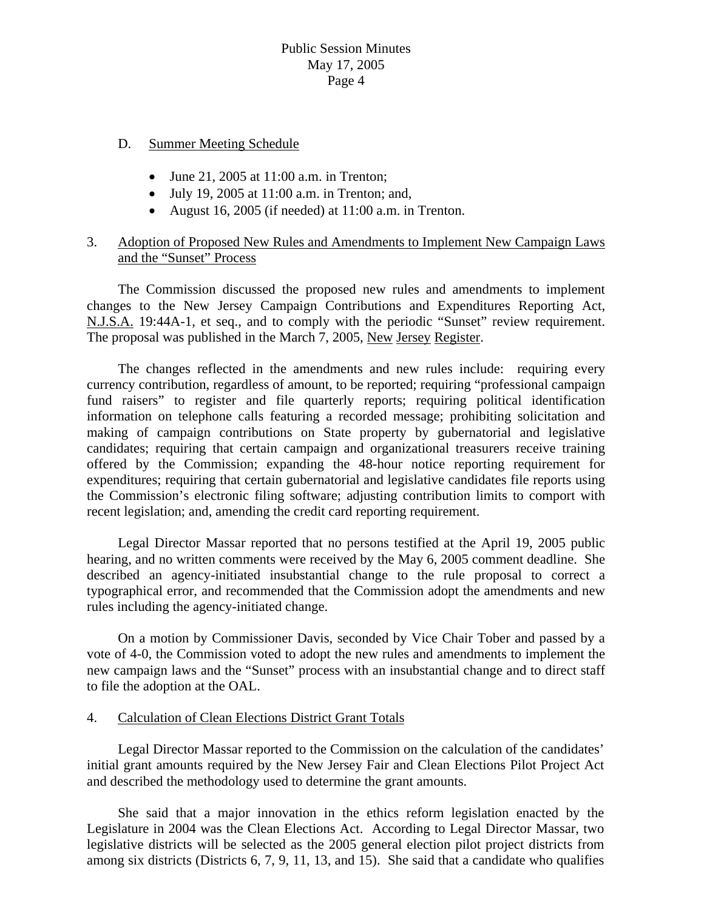D. Summer Meeting Schedule

- June 21, 2005 at 11:00 a.m. in Trenton;
- July 19, 2005 at 11:00 a.m. in Trenton; and,
- August 16, 2005 (if needed) at 11:00 a.m. in Trenton.

3. Adoption of Proposed New Rules and Amendments to Implement New Campaign Laws and the "Sunset" Process

The Commission discussed the proposed new rules and amendments to implement changes to the New Jersey Campaign Contributions and Expenditures Reporting Act, N.J.S.A. 19:44A-1, et seq., and to comply with the periodic "Sunset" review requirement. The proposal was published in the March 7, 2005, New Jersey Register.

The changes reflected in the amendments and new rules include: requiring every currency contribution, regardless of amount, to be reported; requiring "professional campaign fund raisers" to register and file quarterly reports; requiring political identification information on telephone calls featuring a recorded message; prohibiting solicitation and making of campaign contributions on State property by gubernatorial and legislative candidates; requiring that certain campaign and organizational treasurers receive training offered by the Commission; expanding the 48-hour notice reporting requirement for expenditures; requiring that certain gubernatorial and legislative candidates file reports using the Commission's electronic filing software; adjusting contribution limits to comport with recent legislation; and, amending the credit card reporting requirement.

Legal Director Massar reported that no persons testified at the April 19, 2005 public hearing, and no written comments were received by the May 6, 2005 comment deadline. She described an agency-initiated insubstantial change to the rule proposal to correct a typographical error, and recommended that the Commission adopt the amendments and new rules including the agency-initiated change.

On a motion by Commissioner Davis, seconded by Vice Chair Tober and passed by a vote of 4-0, the Commission voted to adopt the new rules and amendments to implement the new campaign laws and the "Sunset" process with an insubstantial change and to direct staff to file the adoption at the OAL.

4. Calculation of Clean Elections District Grant Totals

Legal Director Massar reported to the Commission on the calculation of the candidates' initial grant amounts required by the New Jersey Fair and Clean Elections Pilot Project Act and described the methodology used to determine the grant amounts.

She said that a major innovation in the ethics reform legislation enacted by the Legislature in 2004 was the Clean Elections Act. According to Legal Director Massar, two legislative districts will be selected as the 2005 general election pilot project districts from among six districts (Districts 6, 7, 9, 11, 13, and 15). She said that a candidate who qualifies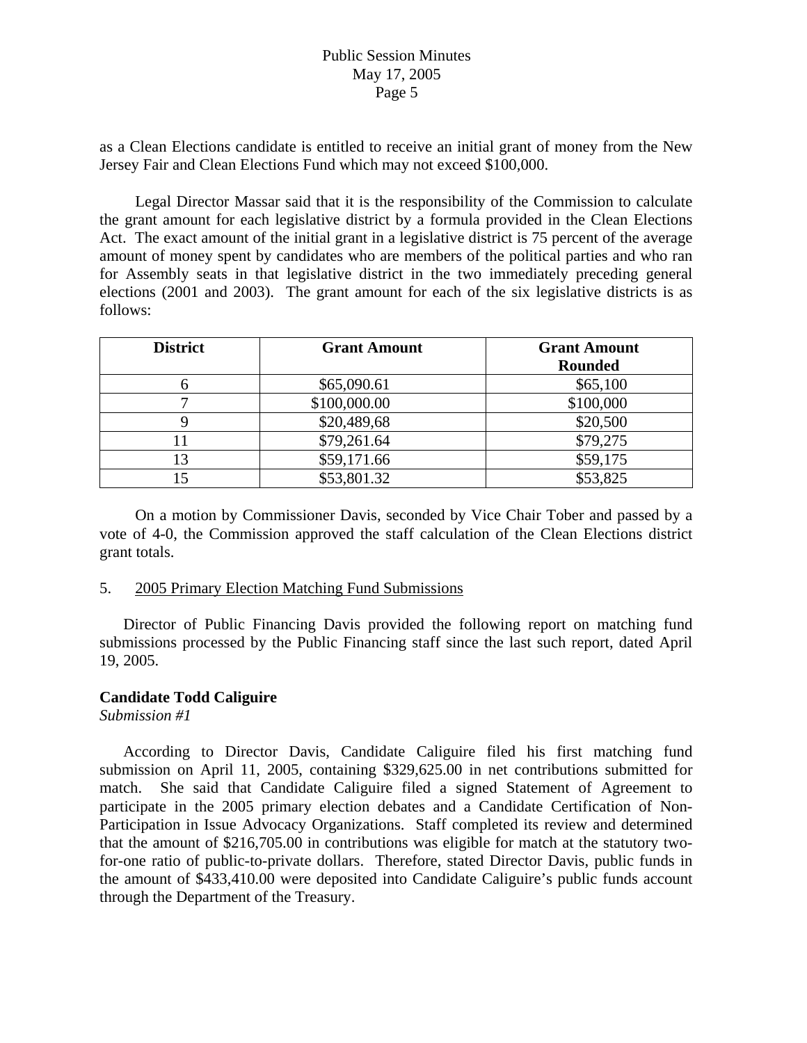as a Clean Elections candidate is entitled to receive an initial grant of money from the New Jersey Fair and Clean Elections Fund which may not exceed $100,000.

Legal Director Massar said that it is the responsibility of the Commission to calculate the grant amount for each legislative district by a formula provided in the Clean Elections Act. The exact amount of the initial grant in a legislative district is 75 percent of the average amount of money spent by candidates who are members of the political parties and who ran for Assembly seats in that legislative district in the two immediately preceding general elections (2001 and 2003). The grant amount for each of the six legislative districts is as follows:

| District | Grant Amount | Grant Amount Rounded |
|---|---|---|
| 6 | $65,090.61 | $65,100 |
| 7 | $100,000.00 | $100,000 |
| 9 | $20,489,68 | $20,500 |
| 11 | $79,261.64 | $79,275 |
| 13 | $59,171.66 | $59,175 |
| 15 | $53,801.32 | $53,825 |

On a motion by Commissioner Davis, seconded by Vice Chair Tober and passed by a vote of 4-0, the Commission approved the staff calculation of the Clean Elections district grant totals.

5. 2005 Primary Election Matching Fund Submissions

Director of Public Financing Davis provided the following report on matching fund submissions processed by the Public Financing staff since the last such report, dated April 19, 2005.

**Candidate Todd Caliguire**

*Submission #1*

According to Director Davis, Candidate Caliguire filed his first matching fund submission on April 11, 2005, containing $329,625.00 in net contributions submitted for match. She said that Candidate Caliguire filed a signed Statement of Agreement to participate in the 2005 primary election debates and a Candidate Certification of Non-Participation in Issue Advocacy Organizations. Staff completed its review and determined that the amount of $216,705.00 in contributions was eligible for match at the statutory two-for-one ratio of public-to-private dollars. Therefore, stated Director Davis, public funds in the amount of $433,410.00 were deposited into Candidate Caliguire's public funds account through the Department of the Treasury.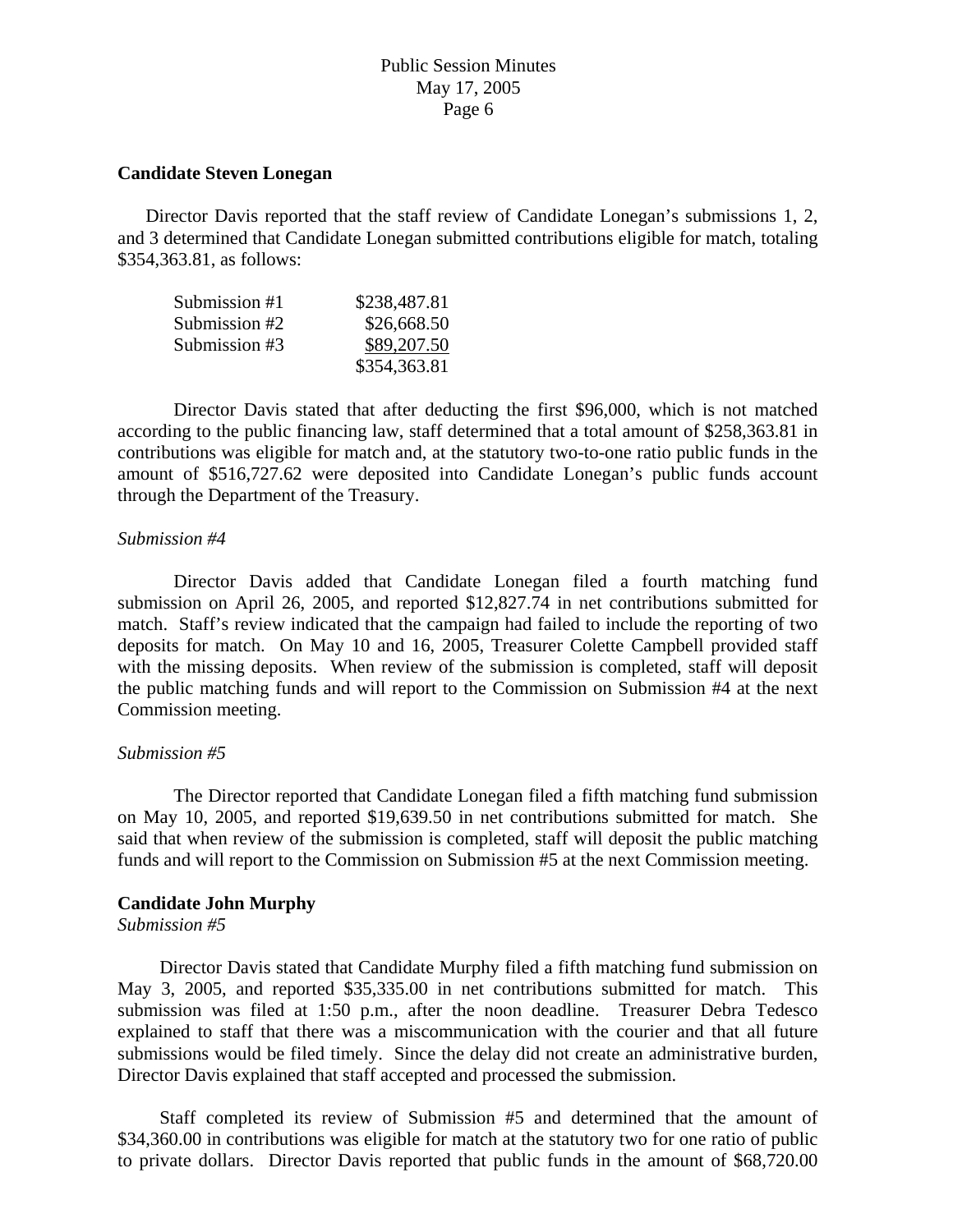**Candidate Steven Lonegan**

Director Davis reported that the staff review of Candidate Lonegan's submissions 1, 2, and 3 determined that Candidate Lonegan submitted contributions eligible for match, totaling $354,363.81, as follows:

| | |
|---|---|
| Submission #1 | $238,487.81 |
| Submission #2 | $26,668.50 |
| Submission #3 | $89,207.50 |
| | $354,363.81 |

Director Davis stated that after deducting the first $96,000, which is not matched according to the public financing law, staff determined that a total amount of $258,363.81 in contributions was eligible for match and, at the statutory two-to-one ratio public funds in the amount of $516,727.62 were deposited into Candidate Lonegan's public funds account through the Department of the Treasury.

*Submission #4*

Director Davis added that Candidate Lonegan filed a fourth matching fund submission on April 26, 2005, and reported $12,827.74 in net contributions submitted for match. Staff's review indicated that the campaign had failed to include the reporting of two deposits for match. On May 10 and 16, 2005, Treasurer Colette Campbell provided staff with the missing deposits. When review of the submission is completed, staff will deposit the public matching funds and will report to the Commission on Submission #4 at the next Commission meeting.

*Submission #5*

The Director reported that Candidate Lonegan filed a fifth matching fund submission on May 10, 2005, and reported $19,639.50 in net contributions submitted for match. She said that when review of the submission is completed, staff will deposit the public matching funds and will report to the Commission on Submission #5 at the next Commission meeting.

**Candidate John Murphy**

*Submission #5*

Director Davis stated that Candidate Murphy filed a fifth matching fund submission on May 3, 2005, and reported $35,335.00 in net contributions submitted for match. This submission was filed at 1:50 p.m., after the noon deadline. Treasurer Debra Tedesco explained to staff that there was a miscommunication with the courier and that all future submissions would be filed timely. Since the delay did not create an administrative burden, Director Davis explained that staff accepted and processed the submission.

Staff completed its review of Submission #5 and determined that the amount of $34,360.00 in contributions was eligible for match at the statutory two for one ratio of public to private dollars. Director Davis reported that public funds in the amount of $68,720.00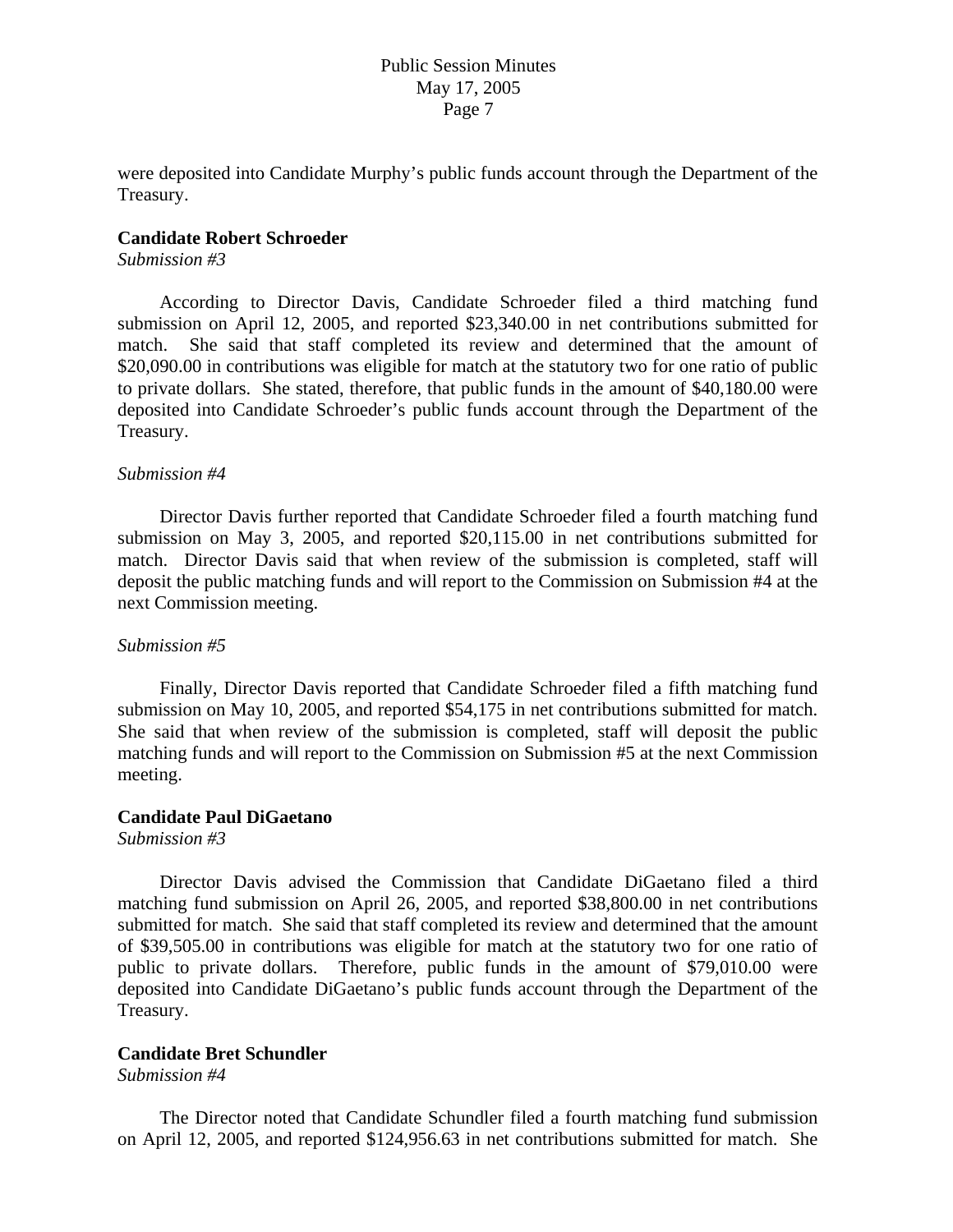were deposited into Candidate Murphy's public funds account through the Department of the Treasury.

**Candidate Robert Schroeder**
*Submission #3*

According to Director Davis, Candidate Schroeder filed a third matching fund submission on April 12, 2005, and reported $23,340.00 in net contributions submitted for match. She said that staff completed its review and determined that the amount of $20,090.00 in contributions was eligible for match at the statutory two for one ratio of public to private dollars. She stated, therefore, that public funds in the amount of $40,180.00 were deposited into Candidate Schroeder's public funds account through the Department of the Treasury.

*Submission #4*

Director Davis further reported that Candidate Schroeder filed a fourth matching fund submission on May 3, 2005, and reported $20,115.00 in net contributions submitted for match. Director Davis said that when review of the submission is completed, staff will deposit the public matching funds and will report to the Commission on Submission #4 at the next Commission meeting.

*Submission #5*

Finally, Director Davis reported that Candidate Schroeder filed a fifth matching fund submission on May 10, 2005, and reported $54,175 in net contributions submitted for match. She said that when review of the submission is completed, staff will deposit the public matching funds and will report to the Commission on Submission #5 at the next Commission meeting.

**Candidate Paul DiGaetano**
*Submission #3*

Director Davis advised the Commission that Candidate DiGaetano filed a third matching fund submission on April 26, 2005, and reported $38,800.00 in net contributions submitted for match. She said that staff completed its review and determined that the amount of $39,505.00 in contributions was eligible for match at the statutory two for one ratio of public to private dollars. Therefore, public funds in the amount of $79,010.00 were deposited into Candidate DiGaetano's public funds account through the Department of the Treasury.

**Candidate Bret Schundler**
*Submission #4*

The Director noted that Candidate Schundler filed a fourth matching fund submission on April 12, 2005, and reported $124,956.63 in net contributions submitted for match. She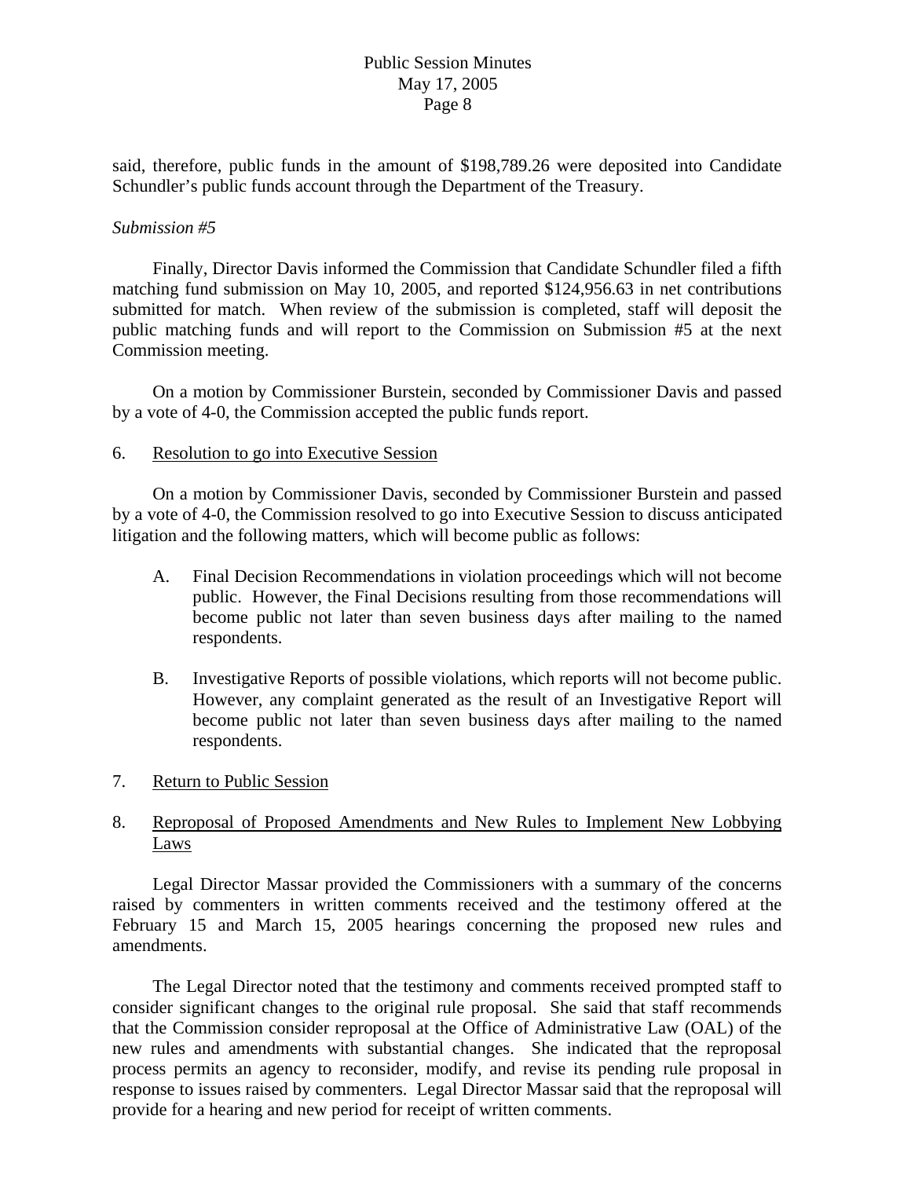said, therefore, public funds in the amount of $198,789.26 were deposited into Candidate Schundler's public funds account through the Department of the Treasury.

*Submission #5*

Finally, Director Davis informed the Commission that Candidate Schundler filed a fifth matching fund submission on May 10, 2005, and reported $124,956.63 in net contributions submitted for match. When review of the submission is completed, staff will deposit the public matching funds and will report to the Commission on Submission #5 at the next Commission meeting.

On a motion by Commissioner Burstein, seconded by Commissioner Davis and passed by a vote of 4-0, the Commission accepted the public funds report.

6. <u>Resolution to go into Executive Session</u>

On a motion by Commissioner Davis, seconded by Commissioner Burstein and passed by a vote of 4-0, the Commission resolved to go into Executive Session to discuss anticipated litigation and the following matters, which will become public as follows:

A. Final Decision Recommendations in violation proceedings which will not become public. However, the Final Decisions resulting from those recommendations will become public not later than seven business days after mailing to the named respondents.

B. Investigative Reports of possible violations, which reports will not become public. However, any complaint generated as the result of an Investigative Report will become public not later than seven business days after mailing to the named respondents.

7. <u>Return to Public Session</u>

8. <u>Reproposal of Proposed Amendments and New Rules to Implement New Lobbying Laws</u>

Legal Director Massar provided the Commissioners with a summary of the concerns raised by commenters in written comments received and the testimony offered at the February 15 and March 15, 2005 hearings concerning the proposed new rules and amendments.

The Legal Director noted that the testimony and comments received prompted staff to consider significant changes to the original rule proposal. She said that staff recommends that the Commission consider reproposal at the Office of Administrative Law (OAL) of the new rules and amendments with substantial changes. She indicated that the reproposal process permits an agency to reconsider, modify, and revise its pending rule proposal in response to issues raised by commenters. Legal Director Massar said that the reproposal will provide for a hearing and new period for receipt of written comments.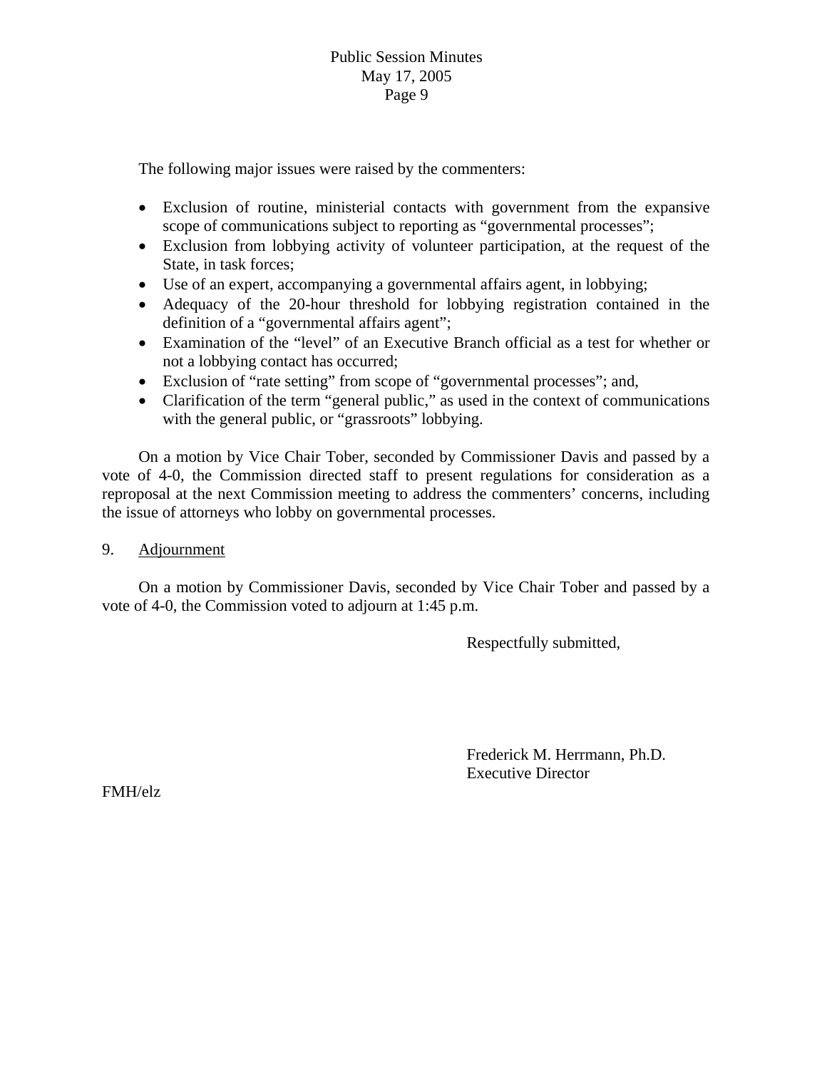The following major issues were raised by the commenters:

- Exclusion of routine, ministerial contacts with government from the expansive scope of communications subject to reporting as "governmental processes";
- Exclusion from lobbying activity of volunteer participation, at the request of the State, in task forces;
- Use of an expert, accompanying a governmental affairs agent, in lobbying;
- Adequacy of the 20-hour threshold for lobbying registration contained in the definition of a "governmental affairs agent";
- Examination of the "level" of an Executive Branch official as a test for whether or not a lobbying contact has occurred;
- Exclusion of "rate setting" from scope of "governmental processes"; and,
- Clarification of the term "general public," as used in the context of communications with the general public, or "grassroots" lobbying.

On a motion by Vice Chair Tober, seconded by Commissioner Davis and passed by a vote of 4-0, the Commission directed staff to present regulations for consideration as a reproposal at the next Commission meeting to address the commenters' concerns, including the issue of attorneys who lobby on governmental processes.

9. Adjournment

On a motion by Commissioner Davis, seconded by Vice Chair Tober and passed by a vote of 4-0, the Commission voted to adjourn at 1:45 p.m.

Respectfully submitted,

Frederick M. Herrmann, Ph.D.
Executive Director

FMH/elz